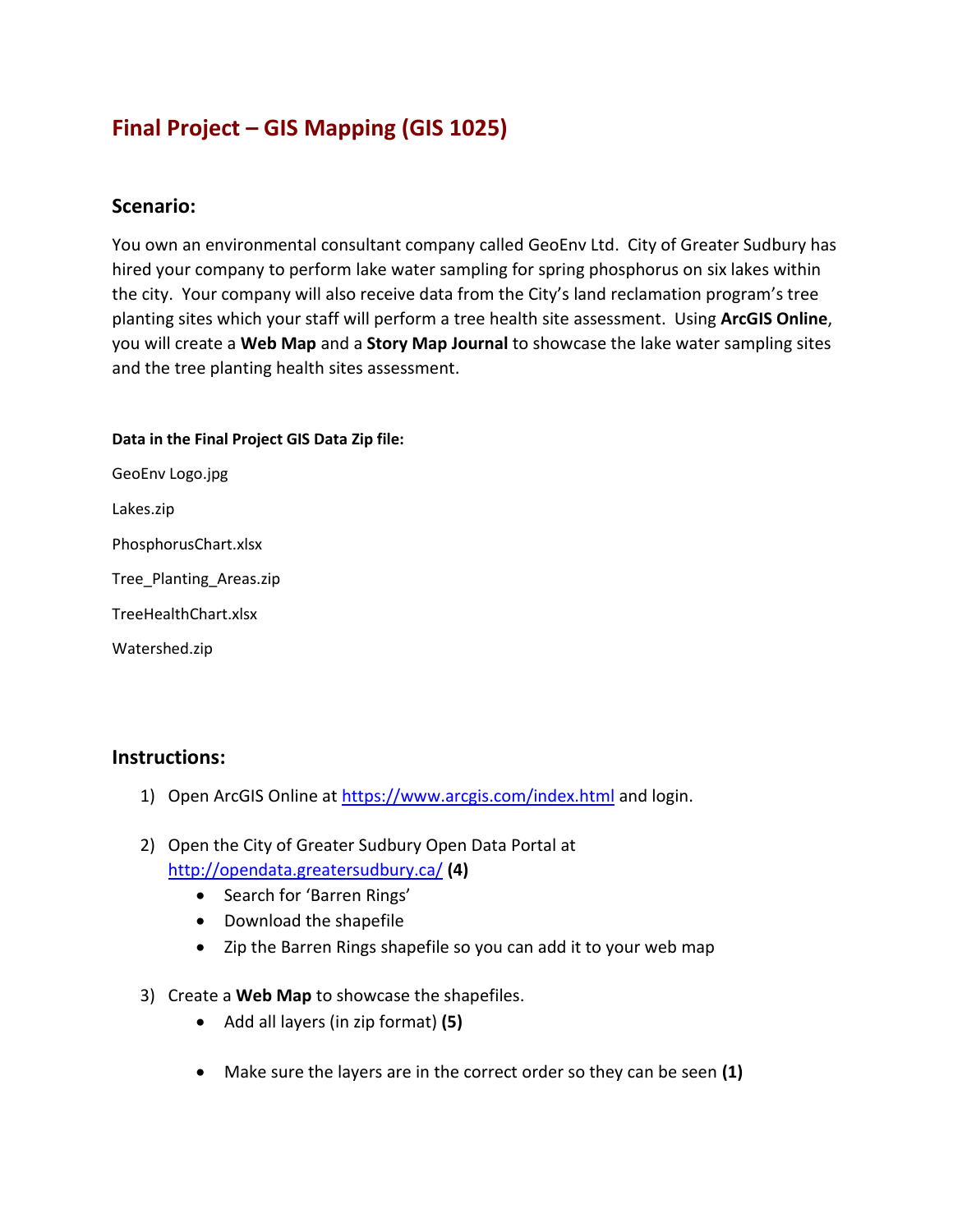# Final Project – GIS Mapping (GIS 1025)

## Scenario:

You own an environmental consultant company called GeoEnv Ltd. City of Greater Sudbury has hired your company to perform lake water sampling for spring phosphorus on six lakes within the city. Your company will also receive data from the City's land reclamation program's tree planting sites which your staff will perform a tree health site assessment. Using **ArcGIS Online**, you will create a **Web Map** and a **Story Map Journal** to showcase the lake water sampling sites and the tree planting health sites assessment.

**Data in the Final Project GIS Data Zip file:**

GeoEnv Logo.jpg

Lakes.zip

PhosphorusChart.xlsx

Tree_Planting_Areas.zip

TreeHealthChart.xlsx

Watershed.zip

## Instructions:

1) Open ArcGIS Online at https://www.arcgis.com/index.html and login.

2) Open the City of Greater Sudbury Open Data Portal at http://opendata.greatersudbury.ca/ **(4)**
   - Search for 'Barren Rings'
   - Download the shapefile
   - Zip the Barren Rings shapefile so you can add it to your web map

3) Create a **Web Map** to showcase the shapefiles.
   - Add all layers (in zip format) **(5)**
   - Make sure the layers are in the correct order so they can be seen **(1)**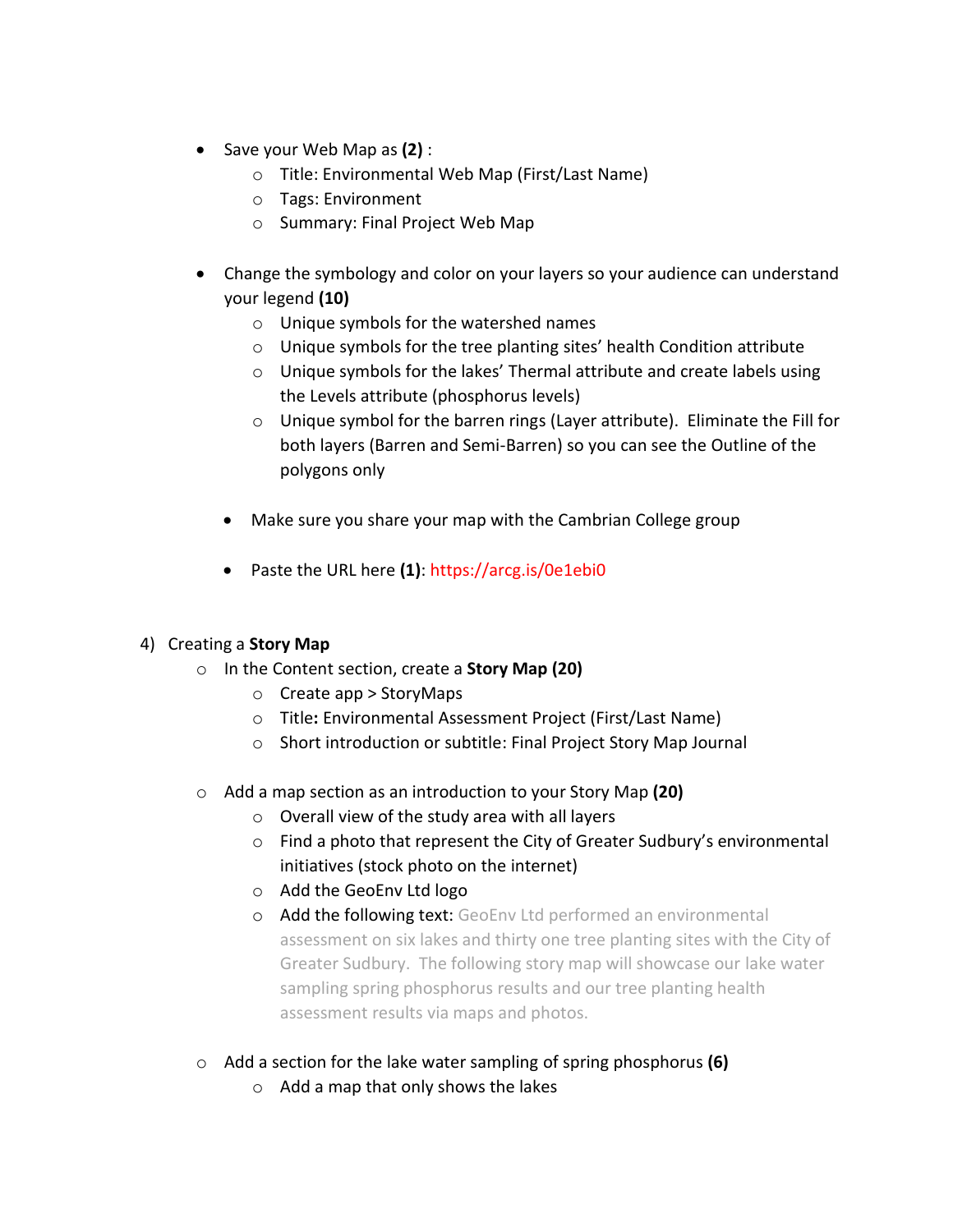- Save your Web Map as **(2)** :
  - Title: Environmental Web Map (First/Last Name)
  - Tags: Environment
  - Summary: Final Project Web Map

- Change the symbology and color on your layers so your audience can understand your legend **(10)**
  - Unique symbols for the watershed names
  - Unique symbols for the tree planting sites' health Condition attribute
  - Unique symbols for the lakes' Thermal attribute and create labels using the Levels attribute (phosphorus levels)
  - Unique symbol for the barren rings (Layer attribute). Eliminate the Fill for both layers (Barren and Semi-Barren) so you can see the Outline of the polygons only

- Make sure you share your map with the Cambrian College group

- Paste the URL here **(1)**: https://arcg.is/0e1ebi0

4) Creating a **Story Map**
   - In the Content section, create a **Story Map (20)**
     - Create app > StoryMaps
     - Title**:** Environmental Assessment Project (First/Last Name)
     - Short introduction or subtitle: Final Project Story Map Journal

   - Add a map section as an introduction to your Story Map **(20)**
     - Overall view of the study area with all layers
     - Find a photo that represent the City of Greater Sudbury's environmental initiatives (stock photo on the internet)
     - Add the GeoEnv Ltd logo
     - Add the following text: GeoEnv Ltd performed an environmental assessment on six lakes and thirty one tree planting sites with the City of Greater Sudbury. The following story map will showcase our lake water sampling spring phosphorus results and our tree planting health assessment results via maps and photos.

   - Add a section for the lake water sampling of spring phosphorus **(6)**
     - Add a map that only shows the lakes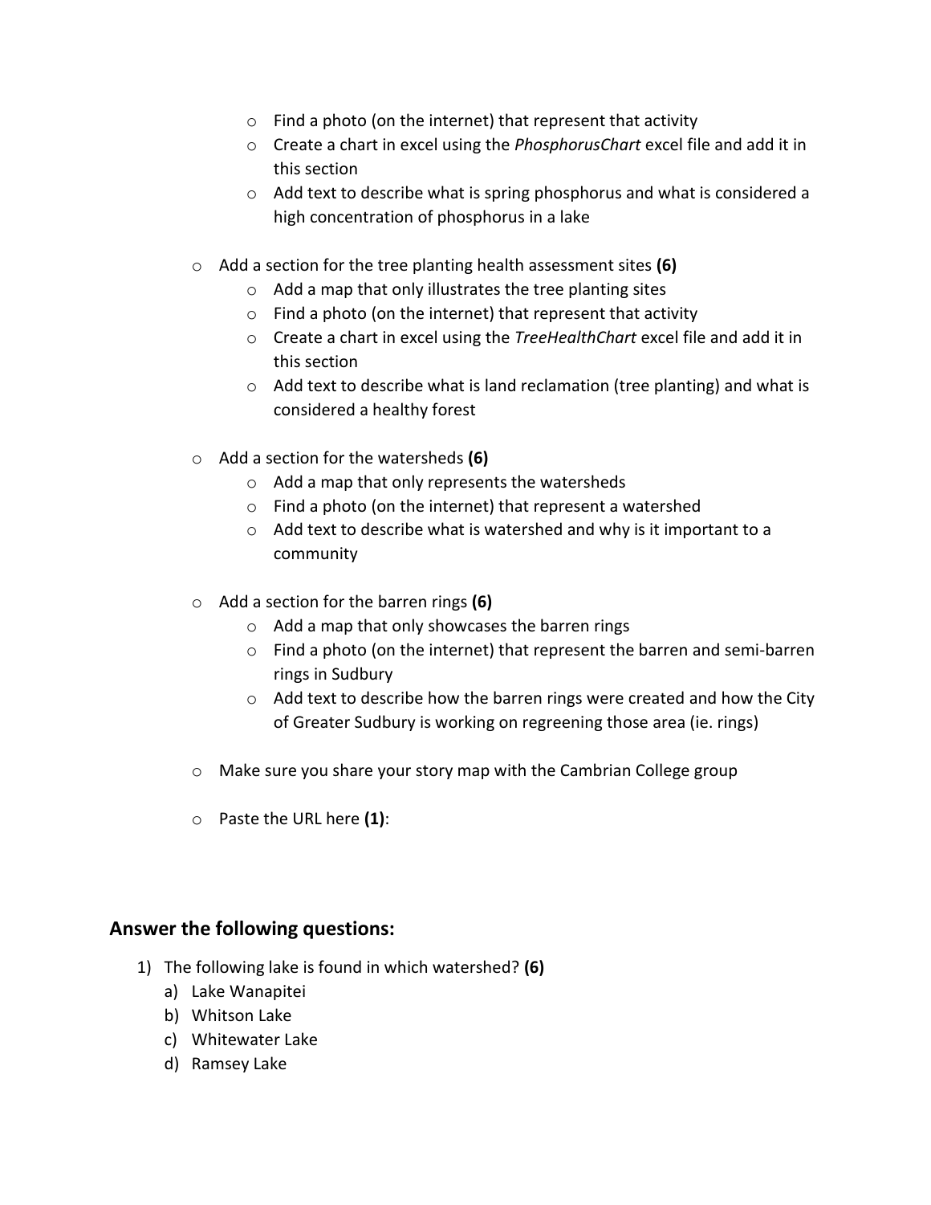- Find a photo (on the internet) that represent that activity
        - Create a chart in excel using the *PhosphorusChart* excel file and add it in this section
        - Add text to describe what is spring phosphorus and what is considered a high concentration of phosphorus in a lake

- Add a section for the tree planting health assessment sites **(6)**
    - Add a map that only illustrates the tree planting sites
    - Find a photo (on the internet) that represent that activity
    - Create a chart in excel using the *TreeHealthChart* excel file and add it in this section
    - Add text to describe what is land reclamation (tree planting) and what is considered a healthy forest

- Add a section for the watersheds **(6)**
    - Add a map that only represents the watersheds
    - Find a photo (on the internet) that represent a watershed
    - Add text to describe what is watershed and why is it important to a community

- Add a section for the barren rings **(6)**
    - Add a map that only showcases the barren rings
    - Find a photo (on the internet) that represent the barren and semi-barren rings in Sudbury
    - Add text to describe how the barren rings were created and how the City of Greater Sudbury is working on regreening those area (ie. rings)

- Make sure you share your story map with the Cambrian College group

- Paste the URL here **(1)**:

## Answer the following questions:

1) The following lake is found in which watershed? **(6)**
    a) Lake Wanapitei
    b) Whitson Lake
    c) Whitewater Lake
    d) Ramsey Lake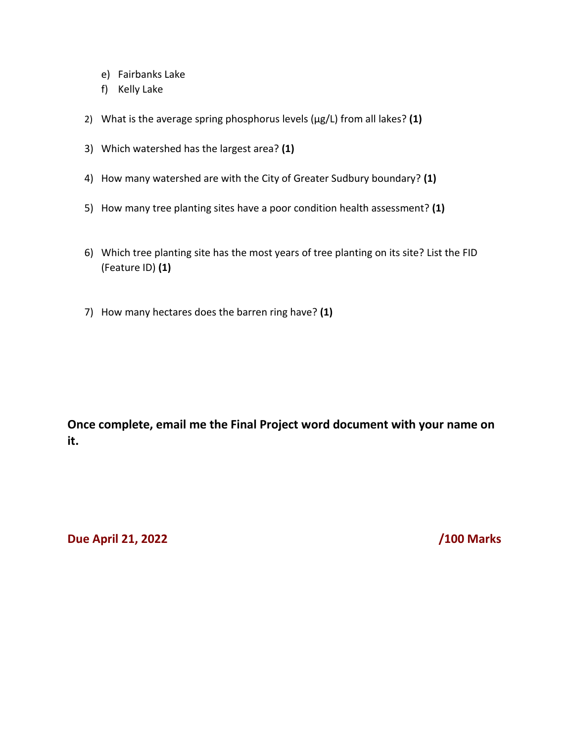e) Fairbanks Lake
f) Kelly Lake

2) What is the average spring phosphorus levels (µg/L) from all lakes? **(1)**

3) Which watershed has the largest area? **(1)**

4) How many watershed are with the City of Greater Sudbury boundary? **(1)**

5) How many tree planting sites have a poor condition health assessment? **(1)**

6) Which tree planting site has the most years of tree planting on its site? List the FID (Feature ID) **(1)**

7) How many hectares does the barren ring have? **(1)**

**Once complete, email me the Final Project word document with your name on it.**

**Due April 21, 2022** **/100 Marks**